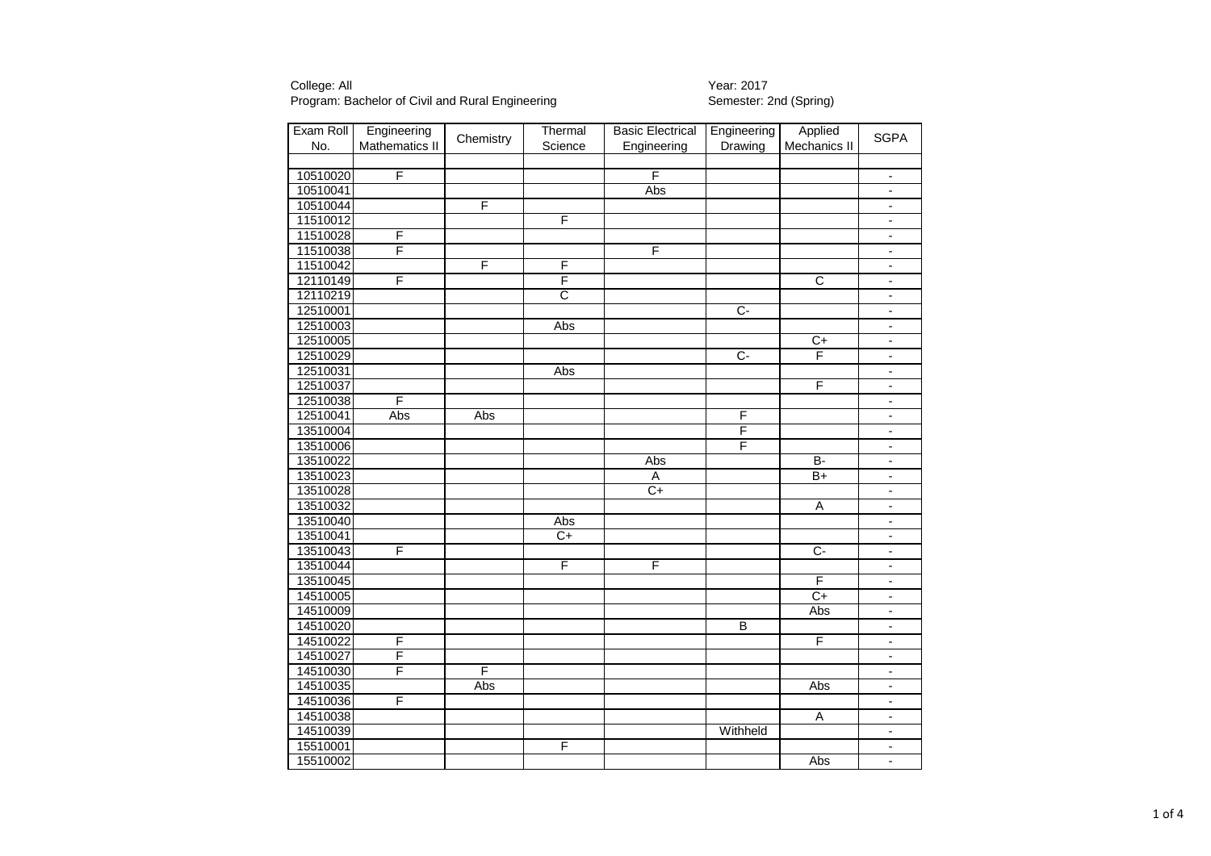College: All
Program: Bachelor of Civil and Rural Engineering

Year: 2017
Semester: 2nd (Spring)

| Exam Roll No. | Engineering Mathematics II | Chemistry | Thermal Science | Basic Electrical Engineering | Engineering Drawing | Applied Mechanics II | SGPA |
|---|---|---|---|---|---|---|---|
| | | | | | | | |
| 10510020 | F | | | F | | | - |
| 10510041 | | | | Abs | | | - |
| 10510044 | | F | | | | | - |
| 11510012 | | | F | | | | - |
| 11510028 | F | | | | | | - |
| 11510038 | F | | | F | | | - |
| 11510042 | | F | F | | | | - |
| 12110149 | F | | F | | | C | - |
| 12110219 | | | C | | | | - |
| 12510001 | | | | | C- | | - |
| 12510003 | | | Abs | | | | - |
| 12510005 | | | | | | C+ | - |
| 12510029 | | | | | C- | F | - |
| 12510031 | | | Abs | | | | - |
| 12510037 | | | | | | F | - |
| 12510038 | F | | | | | | - |
| 12510041 | Abs | Abs | | | F | | - |
| 13510004 | | | | | F | | - |
| 13510006 | | | | | F | | - |
| 13510022 | | | | Abs | | B- | - |
| 13510023 | | | | A | | B+ | - |
| 13510028 | | | | C+ | | | - |
| 13510032 | | | | | | A | - |
| 13510040 | | | Abs | | | | - |
| 13510041 | | | C+ | | | | - |
| 13510043 | F | | | | | C- | - |
| 13510044 | | | F | F | | | - |
| 13510045 | | | | | | F | - |
| 14510005 | | | | | | C+ | - |
| 14510009 | | | | | | Abs | - |
| 14510020 | | | | | B | | - |
| 14510022 | F | | | | | F | - |
| 14510027 | F | | | | | | - |
| 14510030 | F | F | | | | | - |
| 14510035 | | Abs | | | | Abs | - |
| 14510036 | F | | | | | | - |
| 14510038 | | | | | | A | - |
| 14510039 | | | | | Withheld | | - |
| 15510001 | | | F | | | | - |
| 15510002 | | | | | | Abs | - |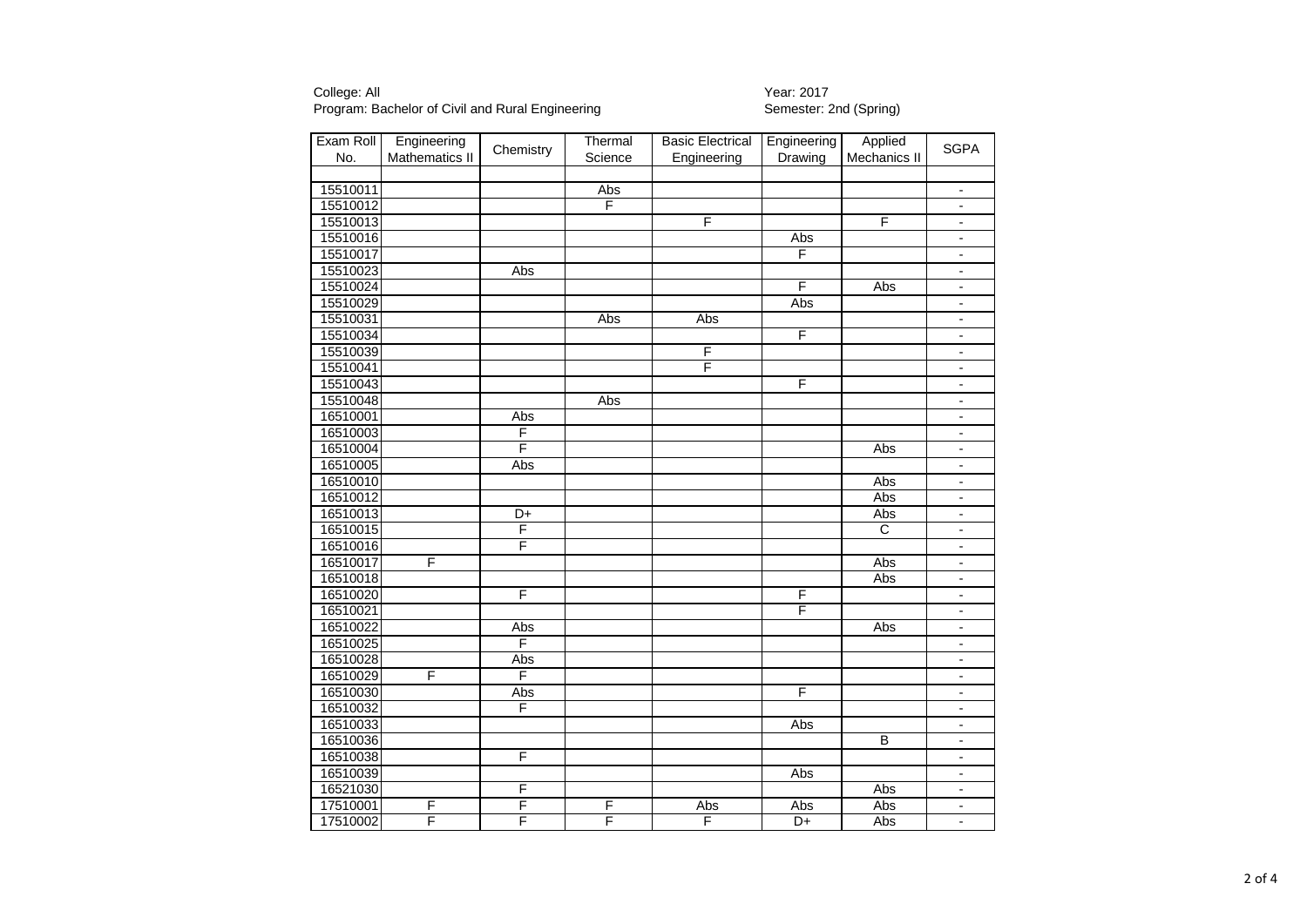College: All
Program: Bachelor of Civil and Rural Engineering

Year: 2017
Semester: 2nd (Spring)

| Exam Roll No. | Engineering Mathematics II | Chemistry | Thermal Science | Basic Electrical Engineering | Engineering Drawing | Applied Mechanics II | SGPA |
|---|---|---|---|---|---|---|---|
| | | | | | | | |
| 15510011 | | | Abs | | | | - |
| 15510012 | | | F | | | | - |
| 15510013 | | | | F | | F | - |
| 15510016 | | | | | Abs | | - |
| 15510017 | | | | | F | | - |
| 15510023 | | Abs | | | | | - |
| 15510024 | | | | | F | Abs | - |
| 15510029 | | | | | Abs | | - |
| 15510031 | | | Abs | Abs | | | - |
| 15510034 | | | | | F | | - |
| 15510039 | | | | F | | | - |
| 15510041 | | | | F | | | - |
| 15510043 | | | | | F | | - |
| 15510048 | | | Abs | | | | - |
| 16510001 | | Abs | | | | | - |
| 16510003 | | F | | | | | - |
| 16510004 | | F | | | | Abs | - |
| 16510005 | | Abs | | | | | - |
| 16510010 | | | | | | Abs | - |
| 16510012 | | | | | | Abs | - |
| 16510013 | | D+ | | | | Abs | - |
| 16510015 | | F | | | | C | - |
| 16510016 | | F | | | | | - |
| 16510017 | F | | | | | Abs | - |
| 16510018 | | | | | | Abs | - |
| 16510020 | | F | | | F | | - |
| 16510021 | | | | | F | | - |
| 16510022 | | Abs | | | | Abs | - |
| 16510025 | | F | | | | | - |
| 16510028 | | Abs | | | | | - |
| 16510029 | F | F | | | | | - |
| 16510030 | | Abs | | | F | | - |
| 16510032 | | F | | | | | - |
| 16510033 | | | | | Abs | | - |
| 16510036 | | | | | | B | - |
| 16510038 | | F | | | | | - |
| 16510039 | | | | | Abs | | - |
| 16521030 | | F | | | | Abs | - |
| 17510001 | F | F | F | Abs | Abs | Abs | - |
| 17510002 | F | F | F | F | D+ | Abs | - |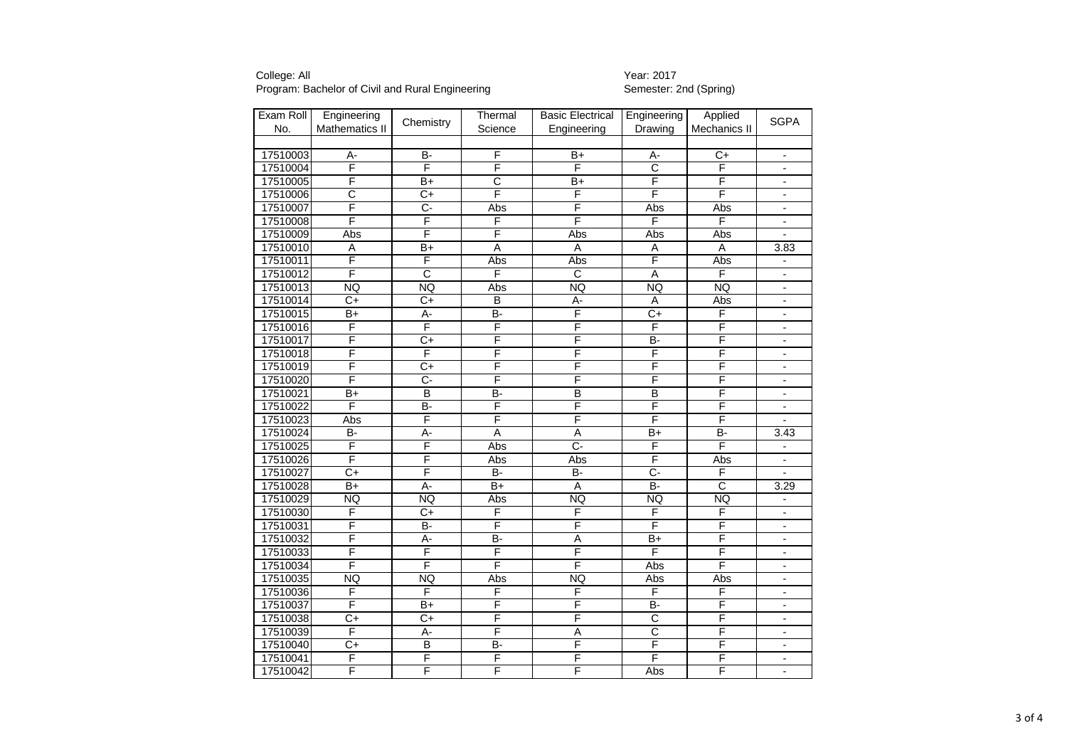College: All
Program: Bachelor of Civil and Rural Engineering

Year: 2017
Semester: 2nd (Spring)

| Exam Roll No. | Engineering Mathematics II | Chemistry | Thermal Science | Basic Electrical Engineering | Engineering Drawing | Applied Mechanics II | SGPA |
|---|---|---|---|---|---|---|---|
| | | | | | | | |
| 17510003 | A- | B- | F | B+ | A- | C+ | - |
| 17510004 | F | F | F | F | C | F | - |
| 17510005 | F | B+ | C | B+ | F | F | - |
| 17510006 | C | C+ | F | F | F | F | - |
| 17510007 | F | C- | Abs | F | Abs | Abs | - |
| 17510008 | F | F | F | F | F | F | - |
| 17510009 | Abs | F | F | Abs | Abs | Abs | - |
| 17510010 | A | B+ | A | A | A | A | 3.83 |
| 17510011 | F | F | Abs | Abs | F | Abs | - |
| 17510012 | F | C | F | C | A | F | - |
| 17510013 | NQ | NQ | Abs | NQ | NQ | NQ | - |
| 17510014 | C+ | C+ | B | A- | A | Abs | - |
| 17510015 | B+ | A- | B- | F | C+ | F | - |
| 17510016 | F | F | F | F | F | F | - |
| 17510017 | F | C+ | F | F | B- | F | - |
| 17510018 | F | F | F | F | F | F | - |
| 17510019 | F | C+ | F | F | F | F | - |
| 17510020 | F | C- | F | F | F | F | - |
| 17510021 | B+ | B | B- | B | B | F | - |
| 17510022 | F | B- | F | F | F | F | - |
| 17510023 | Abs | F | F | F | F | F | - |
| 17510024 | B- | A- | A | A | B+ | B- | 3.43 |
| 17510025 | F | F | Abs | C- | F | F | - |
| 17510026 | F | F | Abs | Abs | F | Abs | - |
| 17510027 | C+ | F | B- | B- | C- | F | - |
| 17510028 | B+ | A- | B+ | A | B- | C | 3.29 |
| 17510029 | NQ | NQ | Abs | NQ | NQ | NQ | - |
| 17510030 | F | C+ | F | F | F | F | - |
| 17510031 | F | B- | F | F | F | F | - |
| 17510032 | F | A- | B- | A | B+ | F | - |
| 17510033 | F | F | F | F | F | F | - |
| 17510034 | F | F | F | F | Abs | F | - |
| 17510035 | NQ | NQ | Abs | NQ | Abs | Abs | - |
| 17510036 | F | F | F | F | F | F | - |
| 17510037 | F | B+ | F | F | B- | F | - |
| 17510038 | C+ | C+ | F | F | C | F | - |
| 17510039 | F | A- | F | A | C | F | - |
| 17510040 | C+ | B | B- | F | F | F | - |
| 17510041 | F | F | F | F | F | F | - |
| 17510042 | F | F | F | F | Abs | F | - |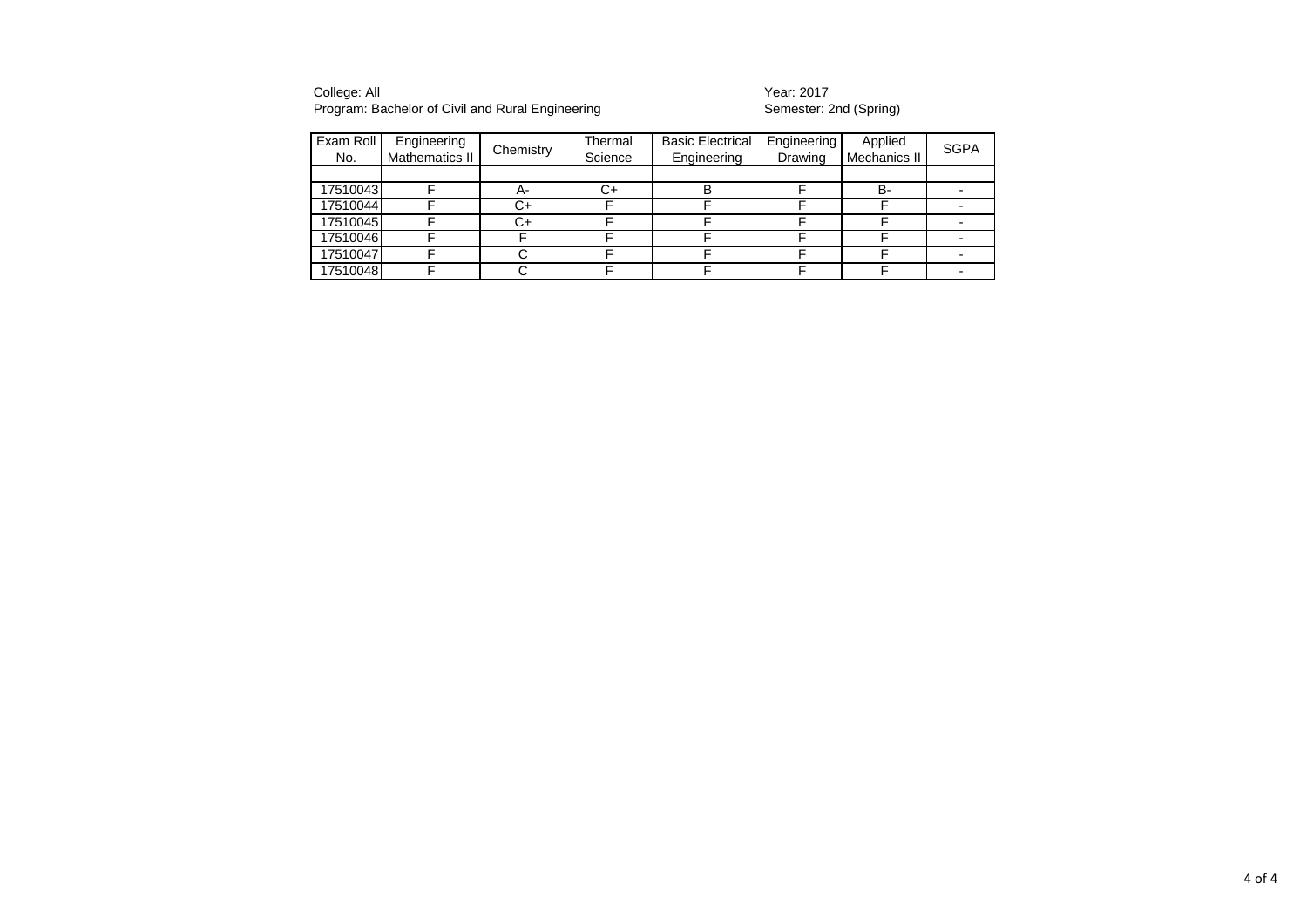College: All
Program: Bachelor of Civil and Rural Engineering

Year: 2017
Semester: 2nd (Spring)

| Exam Roll No. | Engineering Mathematics II | Chemistry | Thermal Science | Basic Electrical Engineering | Engineering Drawing | Applied Mechanics II | SGPA |
|---|---|---|---|---|---|---|---|
| | | | | | | | |
| 17510043 | F | A- | C+ | B | F | B- | - |
| 17510044 | F | C+ | F | F | F | F | - |
| 17510045 | F | C+ | F | F | F | F | - |
| 17510046 | F | F | F | F | F | F | - |
| 17510047 | F | C | F | F | F | F | - |
| 17510048 | F | C | F | F | F | F | - |